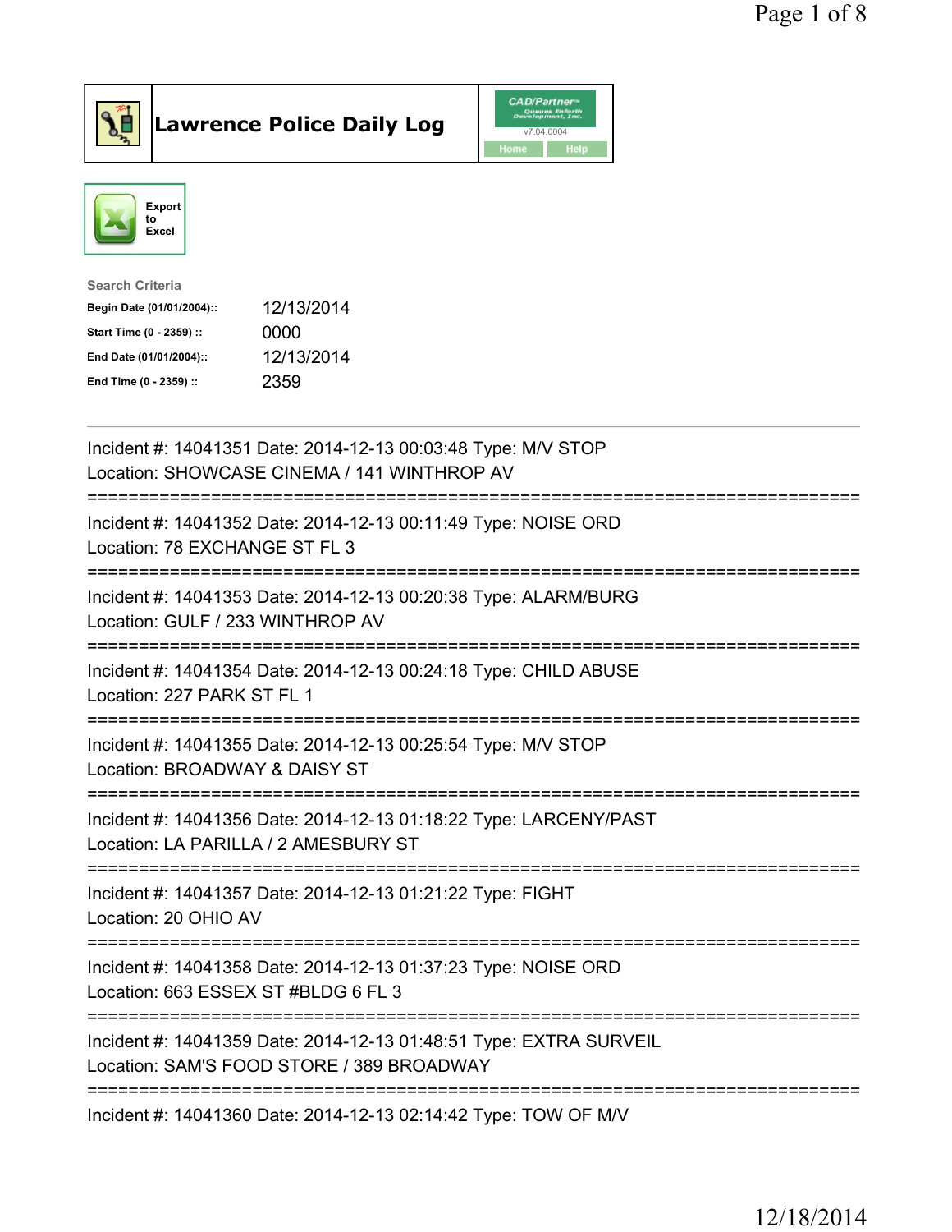# Lawrence Police Daily Log

CAD/Partner v7.04.0004

Home | Help

Export to Excel

**Search Criteria**

| | |
|---|---|
| **Begin Date (01/01/2004)::** | 12/13/2014 |
| **Start Time (0 - 2359) ::** | 0000 |
| **End Date (01/01/2004)::** | 12/13/2014 |
| **End Time (0 - 2359) ::** | 2359 |

---

Incident #: 14041351 Date: 2014-12-13 00:03:48 Type: M/V STOP
Location: SHOWCASE CINEMA / 141 WINTHROP AV

===========================================================================

Incident #: 14041352 Date: 2014-12-13 00:11:49 Type: NOISE ORD
Location: 78 EXCHANGE ST FL 3

===========================================================================

Incident #: 14041353 Date: 2014-12-13 00:20:38 Type: ALARM/BURG
Location: GULF / 233 WINTHROP AV

===========================================================================

Incident #: 14041354 Date: 2014-12-13 00:24:18 Type: CHILD ABUSE
Location: 227 PARK ST FL 1

===========================================================================

Incident #: 14041355 Date: 2014-12-13 00:25:54 Type: M/V STOP
Location: BROADWAY & DAISY ST

===========================================================================

Incident #: 14041356 Date: 2014-12-13 01:18:22 Type: LARCENY/PAST
Location: LA PARILLA / 2 AMESBURY ST

===========================================================================

Incident #: 14041357 Date: 2014-12-13 01:21:22 Type: FIGHT
Location: 20 OHIO AV

===========================================================================

Incident #: 14041358 Date: 2014-12-13 01:37:23 Type: NOISE ORD
Location: 663 ESSEX ST #BLDG 6 FL 3

===========================================================================

Incident #: 14041359 Date: 2014-12-13 01:48:51 Type: EXTRA SURVEIL
Location: SAM'S FOOD STORE / 389 BROADWAY

===========================================================================

Incident #: 14041360 Date: 2014-12-13 02:14:42 Type: TOW OF M/V

12/18/2014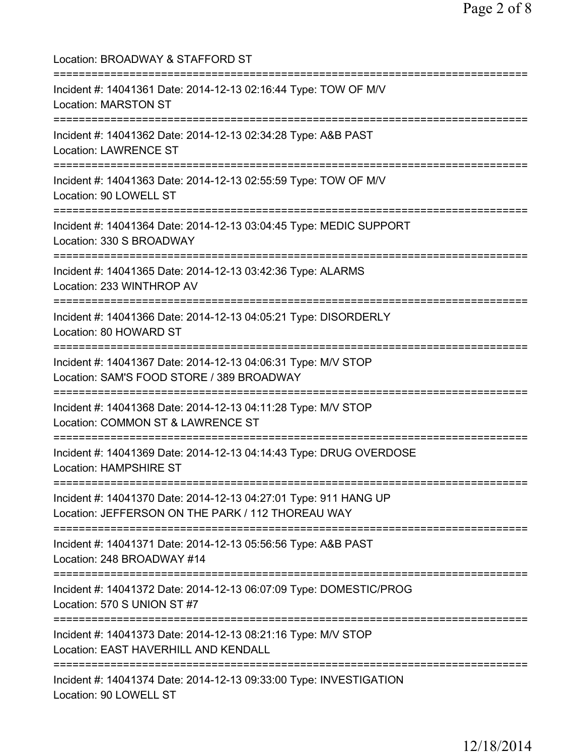Location: BROADWAY & STAFFORD ST

===========================================================================

Incident #: 14041361 Date: 2014-12-13 02:16:44 Type: TOW OF M/V
Location: MARSTON ST

===========================================================================

Incident #: 14041362 Date: 2014-12-13 02:34:28 Type: A&B PAST
Location: LAWRENCE ST

===========================================================================

Incident #: 14041363 Date: 2014-12-13 02:55:59 Type: TOW OF M/V
Location: 90 LOWELL ST

===========================================================================

Incident #: 14041364 Date: 2014-12-13 03:04:45 Type: MEDIC SUPPORT
Location: 330 S BROADWAY

===========================================================================

Incident #: 14041365 Date: 2014-12-13 03:42:36 Type: ALARMS
Location: 233 WINTHROP AV

===========================================================================

Incident #: 14041366 Date: 2014-12-13 04:05:21 Type: DISORDERLY
Location: 80 HOWARD ST

===========================================================================

Incident #: 14041367 Date: 2014-12-13 04:06:31 Type: M/V STOP
Location: SAM'S FOOD STORE / 389 BROADWAY

===========================================================================

Incident #: 14041368 Date: 2014-12-13 04:11:28 Type: M/V STOP
Location: COMMON ST & LAWRENCE ST

===========================================================================

Incident #: 14041369 Date: 2014-12-13 04:14:43 Type: DRUG OVERDOSE
Location: HAMPSHIRE ST

===========================================================================

Incident #: 14041370 Date: 2014-12-13 04:27:01 Type: 911 HANG UP
Location: JEFFERSON ON THE PARK / 112 THOREAU WAY

===========================================================================

Incident #: 14041371 Date: 2014-12-13 05:56:56 Type: A&B PAST
Location: 248 BROADWAY #14

===========================================================================

Incident #: 14041372 Date: 2014-12-13 06:07:09 Type: DOMESTIC/PROG
Location: 570 S UNION ST #7

===========================================================================

Incident #: 14041373 Date: 2014-12-13 08:21:16 Type: M/V STOP
Location: EAST HAVERHILL AND KENDALL

===========================================================================

Incident #: 14041374 Date: 2014-12-13 09:33:00 Type: INVESTIGATION
Location: 90 LOWELL ST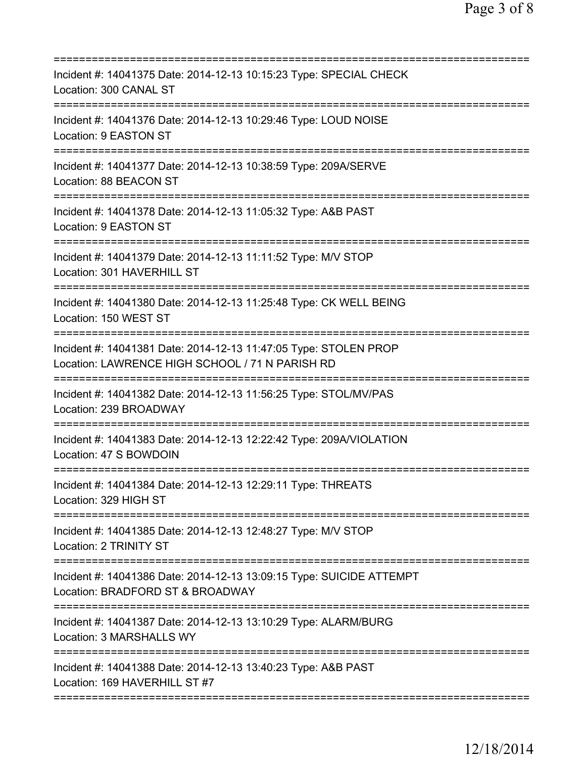===========================================================================
Incident #: 14041375 Date: 2014-12-13 10:15:23 Type: SPECIAL CHECK
Location: 300 CANAL ST
===========================================================================
Incident #: 14041376 Date: 2014-12-13 10:29:46 Type: LOUD NOISE
Location: 9 EASTON ST
===========================================================================
Incident #: 14041377 Date: 2014-12-13 10:38:59 Type: 209A/SERVE
Location: 88 BEACON ST
===========================================================================
Incident #: 14041378 Date: 2014-12-13 11:05:32 Type: A&B PAST
Location: 9 EASTON ST
===========================================================================
Incident #: 14041379 Date: 2014-12-13 11:11:52 Type: M/V STOP
Location: 301 HAVERHILL ST
===========================================================================
Incident #: 14041380 Date: 2014-12-13 11:25:48 Type: CK WELL BEING
Location: 150 WEST ST
===========================================================================
Incident #: 14041381 Date: 2014-12-13 11:47:05 Type: STOLEN PROP
Location: LAWRENCE HIGH SCHOOL / 71 N PARISH RD
===========================================================================
Incident #: 14041382 Date: 2014-12-13 11:56:25 Type: STOL/MV/PAS
Location: 239 BROADWAY
===========================================================================
Incident #: 14041383 Date: 2014-12-13 12:22:42 Type: 209A/VIOLATION
Location: 47 S BOWDOIN
===========================================================================
Incident #: 14041384 Date: 2014-12-13 12:29:11 Type: THREATS
Location: 329 HIGH ST
===========================================================================
Incident #: 14041385 Date: 2014-12-13 12:48:27 Type: M/V STOP
Location: 2 TRINITY ST
===========================================================================
Incident #: 14041386 Date: 2014-12-13 13:09:15 Type: SUICIDE ATTEMPT
Location: BRADFORD ST & BROADWAY
===========================================================================
Incident #: 14041387 Date: 2014-12-13 13:10:29 Type: ALARM/BURG
Location: 3 MARSHALLS WY
===========================================================================
Incident #: 14041388 Date: 2014-12-13 13:40:23 Type: A&B PAST
Location: 169 HAVERHILL ST #7
===========================================================================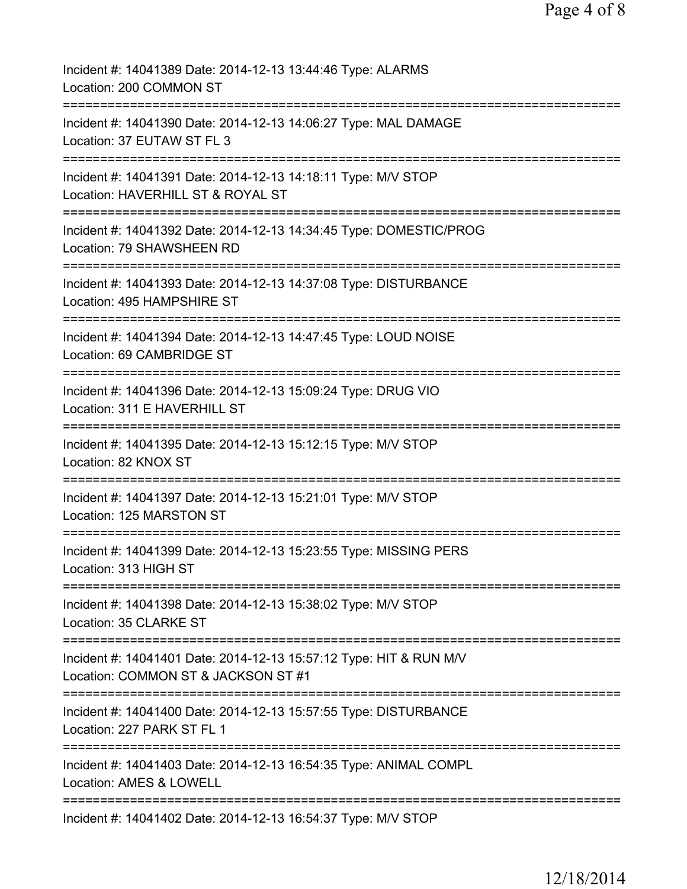Incident #: 14041389 Date: 2014-12-13 13:44:46 Type: ALARMS
Location: 200 COMMON ST
===========================================================================
Incident #: 14041390 Date: 2014-12-13 14:06:27 Type: MAL DAMAGE
Location: 37 EUTAW ST FL 3
===========================================================================
Incident #: 14041391 Date: 2014-12-13 14:18:11 Type: M/V STOP
Location: HAVERHILL ST & ROYAL ST
===========================================================================
Incident #: 14041392 Date: 2014-12-13 14:34:45 Type: DOMESTIC/PROG
Location: 79 SHAWSHEEN RD
===========================================================================
Incident #: 14041393 Date: 2014-12-13 14:37:08 Type: DISTURBANCE
Location: 495 HAMPSHIRE ST
===========================================================================
Incident #: 14041394 Date: 2014-12-13 14:47:45 Type: LOUD NOISE
Location: 69 CAMBRIDGE ST
===========================================================================
Incident #: 14041396 Date: 2014-12-13 15:09:24 Type: DRUG VIO
Location: 311 E HAVERHILL ST
===========================================================================
Incident #: 14041395 Date: 2014-12-13 15:12:15 Type: M/V STOP
Location: 82 KNOX ST
===========================================================================
Incident #: 14041397 Date: 2014-12-13 15:21:01 Type: M/V STOP
Location: 125 MARSTON ST
===========================================================================
Incident #: 14041399 Date: 2014-12-13 15:23:55 Type: MISSING PERS
Location: 313 HIGH ST
===========================================================================
Incident #: 14041398 Date: 2014-12-13 15:38:02 Type: M/V STOP
Location: 35 CLARKE ST
===========================================================================
Incident #: 14041401 Date: 2014-12-13 15:57:12 Type: HIT & RUN M/V
Location: COMMON ST & JACKSON ST #1
===========================================================================
Incident #: 14041400 Date: 2014-12-13 15:57:55 Type: DISTURBANCE
Location: 227 PARK ST FL 1
===========================================================================
Incident #: 14041403 Date: 2014-12-13 16:54:35 Type: ANIMAL COMPL
Location: AMES & LOWELL
===========================================================================
Incident #: 14041402 Date: 2014-12-13 16:54:37 Type: M/V STOP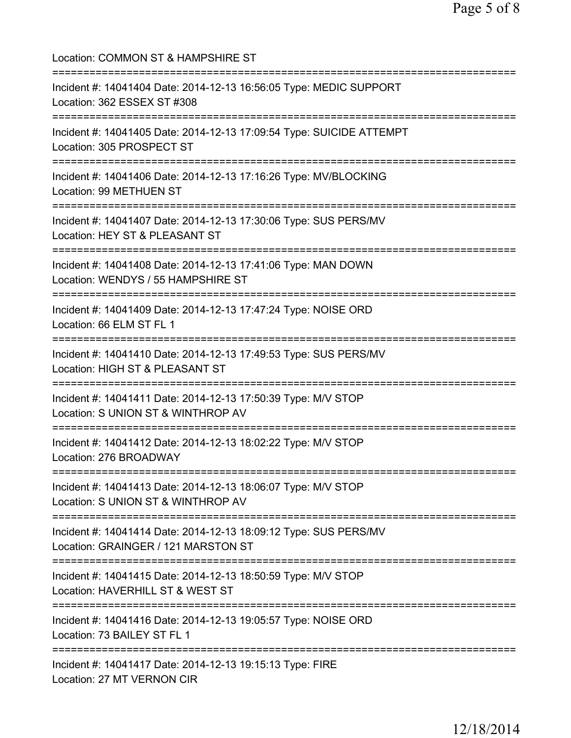Location: COMMON ST & HAMPSHIRE ST

===========================================================================

Incident #: 14041404 Date: 2014-12-13 16:56:05 Type: MEDIC SUPPORT
Location: 362 ESSEX ST #308

===========================================================================

Incident #: 14041405 Date: 2014-12-13 17:09:54 Type: SUICIDE ATTEMPT
Location: 305 PROSPECT ST

===========================================================================

Incident #: 14041406 Date: 2014-12-13 17:16:26 Type: MV/BLOCKING
Location: 99 METHUEN ST

===========================================================================

Incident #: 14041407 Date: 2014-12-13 17:30:06 Type: SUS PERS/MV
Location: HEY ST & PLEASANT ST

===========================================================================

Incident #: 14041408 Date: 2014-12-13 17:41:06 Type: MAN DOWN
Location: WENDYS / 55 HAMPSHIRE ST

===========================================================================

Incident #: 14041409 Date: 2014-12-13 17:47:24 Type: NOISE ORD
Location: 66 ELM ST FL 1

===========================================================================

Incident #: 14041410 Date: 2014-12-13 17:49:53 Type: SUS PERS/MV
Location: HIGH ST & PLEASANT ST

===========================================================================

Incident #: 14041411 Date: 2014-12-13 17:50:39 Type: M/V STOP
Location: S UNION ST & WINTHROP AV

===========================================================================

Incident #: 14041412 Date: 2014-12-13 18:02:22 Type: M/V STOP
Location: 276 BROADWAY

===========================================================================

Incident #: 14041413 Date: 2014-12-13 18:06:07 Type: M/V STOP
Location: S UNION ST & WINTHROP AV

===========================================================================

Incident #: 14041414 Date: 2014-12-13 18:09:12 Type: SUS PERS/MV
Location: GRAINGER / 121 MARSTON ST

===========================================================================

Incident #: 14041415 Date: 2014-12-13 18:50:59 Type: M/V STOP
Location: HAVERHILL ST & WEST ST

===========================================================================

Incident #: 14041416 Date: 2014-12-13 19:05:57 Type: NOISE ORD
Location: 73 BAILEY ST FL 1

===========================================================================

Incident #: 14041417 Date: 2014-12-13 19:15:13 Type: FIRE
Location: 27 MT VERNON CIR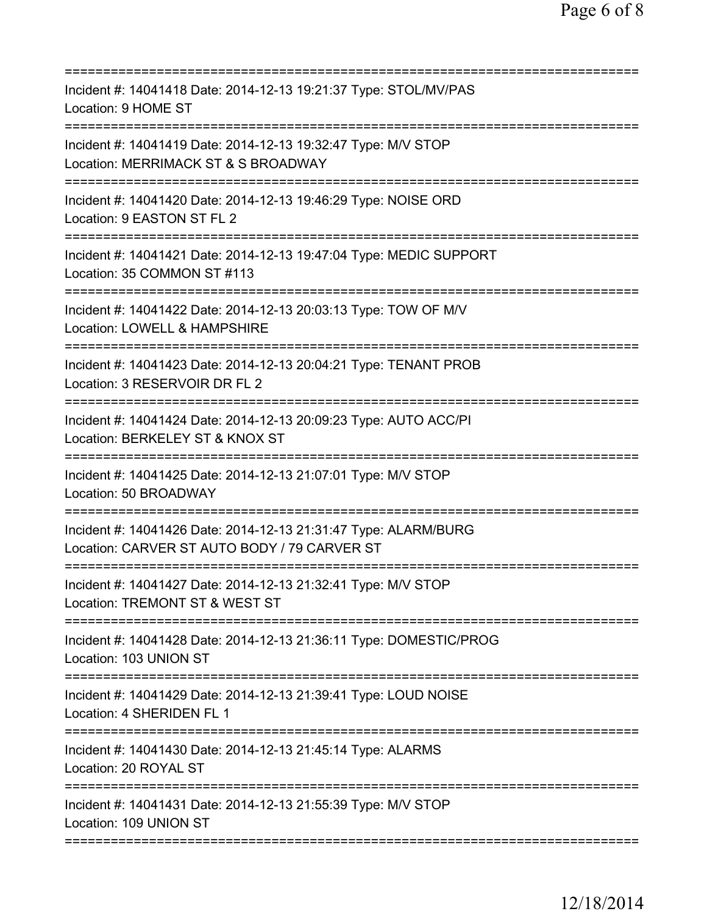===========================================================================

Incident #: 14041418 Date: 2014-12-13 19:21:37 Type: STOL/MV/PAS
Location: 9 HOME ST

===========================================================================

Incident #: 14041419 Date: 2014-12-13 19:32:47 Type: M/V STOP
Location: MERRIMACK ST & S BROADWAY

===========================================================================

Incident #: 14041420 Date: 2014-12-13 19:46:29 Type: NOISE ORD
Location: 9 EASTON ST FL 2

===========================================================================

Incident #: 14041421 Date: 2014-12-13 19:47:04 Type: MEDIC SUPPORT
Location: 35 COMMON ST #113

===========================================================================

Incident #: 14041422 Date: 2014-12-13 20:03:13 Type: TOW OF M/V
Location: LOWELL & HAMPSHIRE

===========================================================================

Incident #: 14041423 Date: 2014-12-13 20:04:21 Type: TENANT PROB
Location: 3 RESERVOIR DR FL 2

===========================================================================

Incident #: 14041424 Date: 2014-12-13 20:09:23 Type: AUTO ACC/PI
Location: BERKELEY ST & KNOX ST

===========================================================================

Incident #: 14041425 Date: 2014-12-13 21:07:01 Type: M/V STOP
Location: 50 BROADWAY

===========================================================================

Incident #: 14041426 Date: 2014-12-13 21:31:47 Type: ALARM/BURG
Location: CARVER ST AUTO BODY / 79 CARVER ST

===========================================================================

Incident #: 14041427 Date: 2014-12-13 21:32:41 Type: M/V STOP
Location: TREMONT ST & WEST ST

===========================================================================

Incident #: 14041428 Date: 2014-12-13 21:36:11 Type: DOMESTIC/PROG
Location: 103 UNION ST

===========================================================================

Incident #: 14041429 Date: 2014-12-13 21:39:41 Type: LOUD NOISE
Location: 4 SHERIDEN FL 1

===========================================================================

Incident #: 14041430 Date: 2014-12-13 21:45:14 Type: ALARMS
Location: 20 ROYAL ST

===========================================================================

Incident #: 14041431 Date: 2014-12-13 21:55:39 Type: M/V STOP
Location: 109 UNION ST

===========================================================================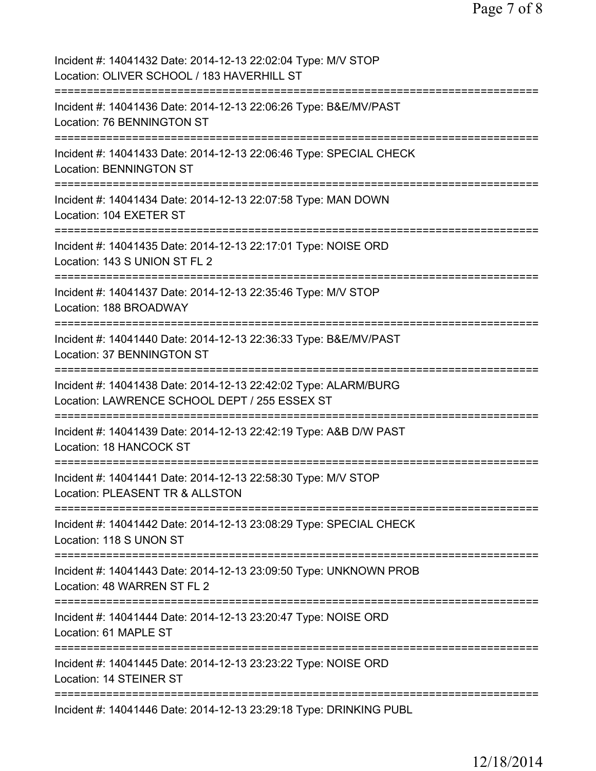Incident #: 14041432 Date: 2014-12-13 22:02:04 Type: M/V STOP
Location: OLIVER SCHOOL / 183 HAVERHILL ST
===========================================================================
Incident #: 14041436 Date: 2014-12-13 22:06:26 Type: B&E/MV/PAST
Location: 76 BENNINGTON ST
===========================================================================
Incident #: 14041433 Date: 2014-12-13 22:06:46 Type: SPECIAL CHECK
Location: BENNINGTON ST
===========================================================================
Incident #: 14041434 Date: 2014-12-13 22:07:58 Type: MAN DOWN
Location: 104 EXETER ST
===========================================================================
Incident #: 14041435 Date: 2014-12-13 22:17:01 Type: NOISE ORD
Location: 143 S UNION ST FL 2
===========================================================================
Incident #: 14041437 Date: 2014-12-13 22:35:46 Type: M/V STOP
Location: 188 BROADWAY
===========================================================================
Incident #: 14041440 Date: 2014-12-13 22:36:33 Type: B&E/MV/PAST
Location: 37 BENNINGTON ST
===========================================================================
Incident #: 14041438 Date: 2014-12-13 22:42:02 Type: ALARM/BURG
Location: LAWRENCE SCHOOL DEPT / 255 ESSEX ST
===========================================================================
Incident #: 14041439 Date: 2014-12-13 22:42:19 Type: A&B D/W PAST
Location: 18 HANCOCK ST
===========================================================================
Incident #: 14041441 Date: 2014-12-13 22:58:30 Type: M/V STOP
Location: PLEASENT TR & ALLSTON
===========================================================================
Incident #: 14041442 Date: 2014-12-13 23:08:29 Type: SPECIAL CHECK
Location: 118 S UNON ST
===========================================================================
Incident #: 14041443 Date: 2014-12-13 23:09:50 Type: UNKNOWN PROB
Location: 48 WARREN ST FL 2
===========================================================================
Incident #: 14041444 Date: 2014-12-13 23:20:47 Type: NOISE ORD
Location: 61 MAPLE ST
===========================================================================
Incident #: 14041445 Date: 2014-12-13 23:23:22 Type: NOISE ORD
Location: 14 STEINER ST
===========================================================================
Incident #: 14041446 Date: 2014-12-13 23:29:18 Type: DRINKING PUBL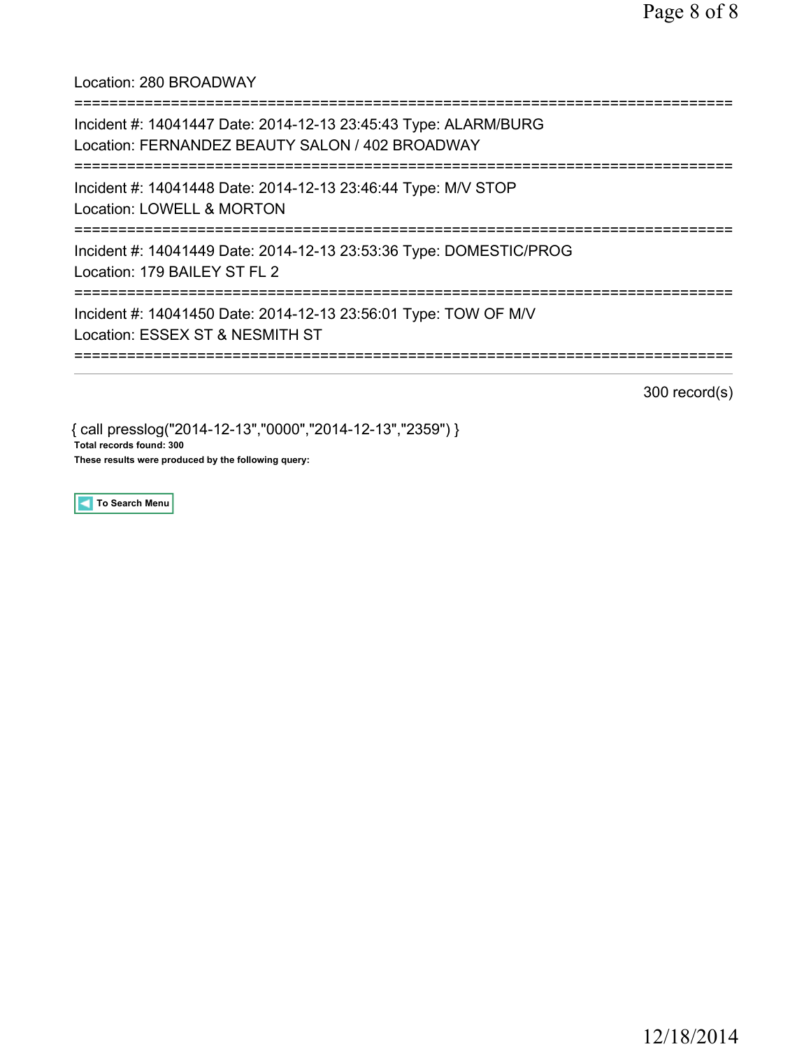Location: 280 BROADWAY

===========================================================================

Incident #: 14041447 Date: 2014-12-13 23:45:43 Type: ALARM/BURG

Location: FERNANDEZ BEAUTY SALON / 402 BROADWAY

===========================================================================

Incident #: 14041448 Date: 2014-12-13 23:46:44 Type: M/V STOP

Location: LOWELL & MORTON

===========================================================================

Incident #: 14041449 Date: 2014-12-13 23:53:36 Type: DOMESTIC/PROG

Location: 179 BAILEY ST FL 2

===========================================================================

Incident #: 14041450 Date: 2014-12-13 23:56:01 Type: TOW OF M/V

Location: ESSEX ST & NESMITH ST

===========================================================================

300 record(s)

{ call presslog("2014-12-13","0000","2014-12-13","2359") }

**Total records found: 300**

**These results were produced by the following query:**

To Search Menu